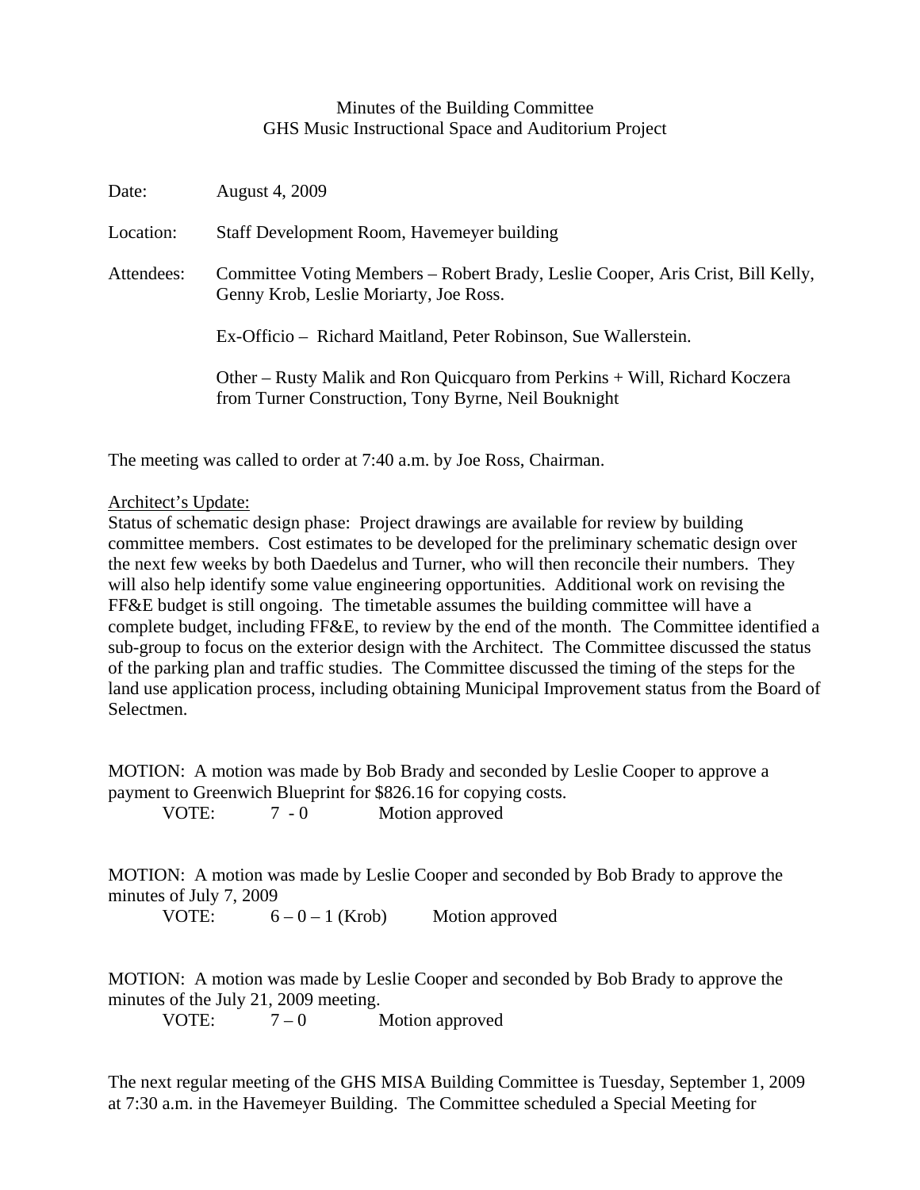Minutes of the Building Committee
GHS Music Instructional Space and Auditorium Project

Date: August 4, 2009

Location: Staff Development Room, Havemeyer building

Attendees: Committee Voting Members – Robert Brady, Leslie Cooper, Aris Crist, Bill Kelly, Genny Krob, Leslie Moriarty, Joe Ross.

Ex-Officio – Richard Maitland, Peter Robinson, Sue Wallerstein.

Other – Rusty Malik and Ron Quicquaro from Perkins + Will, Richard Koczera from Turner Construction, Tony Byrne, Neil Bouknight

The meeting was called to order at 7:40 a.m. by Joe Ross, Chairman.

Architect's Update:

Status of schematic design phase: Project drawings are available for review by building committee members. Cost estimates to be developed for the preliminary schematic design over the next few weeks by both Daedelus and Turner, who will then reconcile their numbers. They will also help identify some value engineering opportunities. Additional work on revising the FF&E budget is still ongoing. The timetable assumes the building committee will have a complete budget, including FF&E, to review by the end of the month. The Committee identified a sub-group to focus on the exterior design with the Architect. The Committee discussed the status of the parking plan and traffic studies. The Committee discussed the timing of the steps for the land use application process, including obtaining Municipal Improvement status from the Board of Selectmen.

MOTION: A motion was made by Bob Brady and seconded by Leslie Cooper to approve a payment to Greenwich Blueprint for $826.16 for copying costs.
VOTE: 7 - 0 Motion approved

MOTION: A motion was made by Leslie Cooper and seconded by Bob Brady to approve the minutes of July 7, 2009
VOTE: 6 – 0 – 1 (Krob) Motion approved

MOTION: A motion was made by Leslie Cooper and seconded by Bob Brady to approve the minutes of the July 21, 2009 meeting.
VOTE: 7 – 0 Motion approved

The next regular meeting of the GHS MISA Building Committee is Tuesday, September 1, 2009 at 7:30 a.m. in the Havemeyer Building. The Committee scheduled a Special Meeting for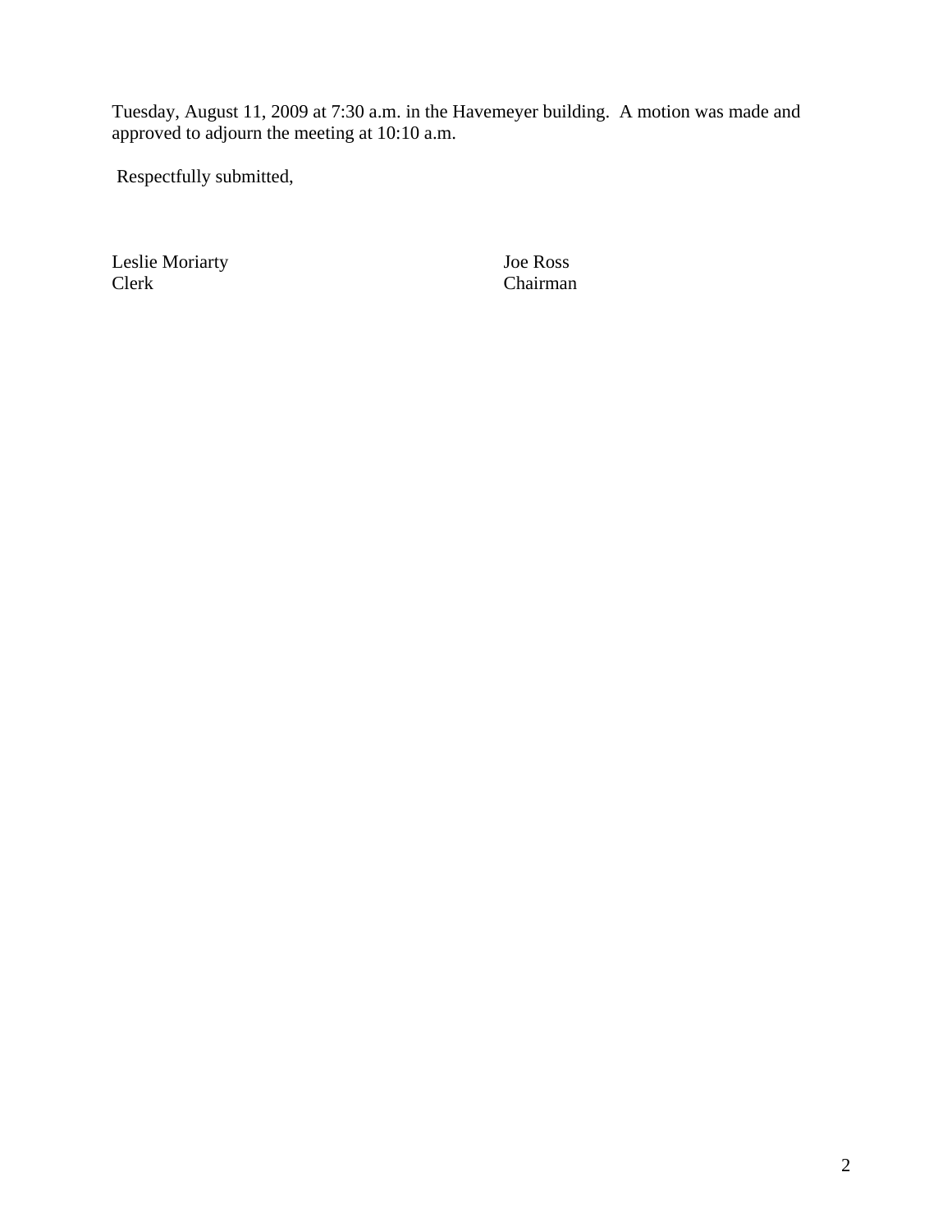Tuesday, August 11, 2009 at 7:30 a.m. in the Havemeyer building. A motion was made and approved to adjourn the meeting at 10:10 a.m.

Respectfully submitted,

| | |
|---|---|
| Leslie Moriarty | Joe Ross |
| Clerk | Chairman |